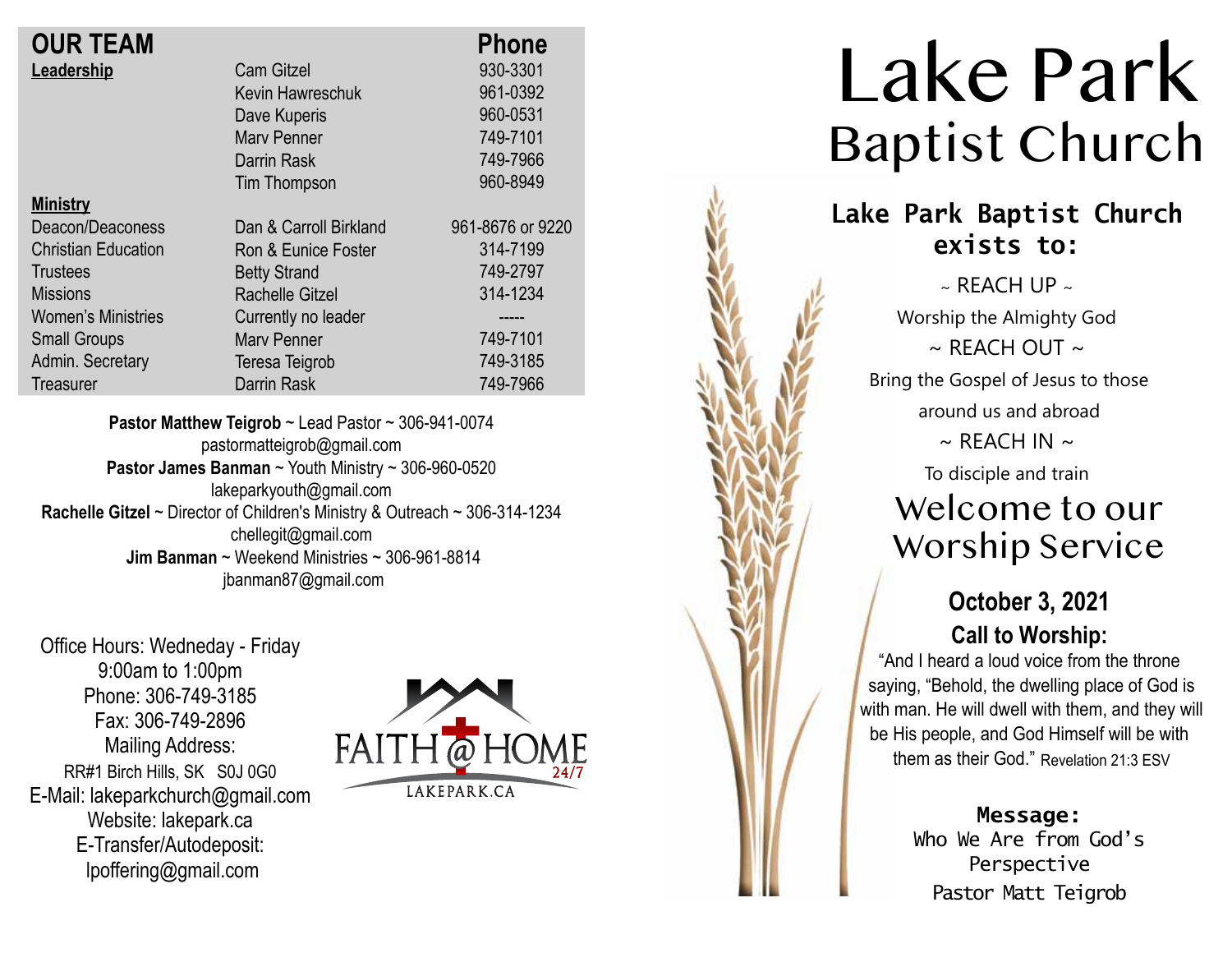## OUR TEAM

| Leadership | | Phone |
|---|---|---|
| | Cam Gitzel | 930-3301 |
| | Kevin Hawreschuk | 961-0392 |
| | Dave Kuperis | 960-0531 |
| | Marv Penner | 749-7101 |
| | Darrin Rask | 749-7966 |
| | Tim Thompson | 960-8949 |
| **Ministry** | | |
| Deacon/Deaconess | Dan & Carroll Birkland | 961-8676 or 9220 |
| Christian Education | Ron & Eunice Foster | 314-7199 |
| Trustees | Betty Strand | 749-2797 |
| Missions | Rachelle Gitzel | 314-1234 |
| Women's Ministries | Currently no leader | ----- |
| Small Groups | Marv Penner | 749-7101 |
| Admin. Secretary | Teresa Teigrob | 749-3185 |
| Treasurer | Darrin Rask | 749-7966 |

**Pastor Matthew Teigrob** ~ Lead Pastor ~ 306-941-0074
pastormatteigrob@gmail.com
**Pastor James Banman** ~ Youth Ministry ~ 306-960-0520
lakeparkyouth@gmail.com
**Rachelle Gitzel** ~ Director of Children's Ministry & Outreach ~ 306-314-1234
chellegit@gmail.com
**Jim Banman** ~ Weekend Ministries ~ 306-961-8814
jbanman87@gmail.com

Office Hours: Wedneday - Friday
9:00am to 1:00pm
Phone: 306-749-3185
Fax: 306-749-2896
Mailing Address:
RR#1 Birch Hills, SK S0J 0G0
E-Mail: lakeparkchurch@gmail.com
Website: lakepark.ca
E-Transfer/Autodeposit:
lpoffering@gmail.com

FAITH @ HOME 24/7
LAKEPARK.CA

# Lake Park Baptist Church

**Lake Park Baptist Church exists to:**

~ REACH UP ~
Worship the Almighty God
~ REACH OUT ~
Bring the Gospel of Jesus to those around us and abroad
~ REACH IN ~
To disciple and train

## Welcome to our Worship Service

### October 3, 2021

**Call to Worship:**
"And I heard a loud voice from the throne saying, "Behold, the dwelling place of God is with man. He will dwell with them, and they will be His people, and God Himself will be with them as their God." Revelation 21:3 ESV

**Message:**
Who We Are from God's Perspective
Pastor Matt Teigrob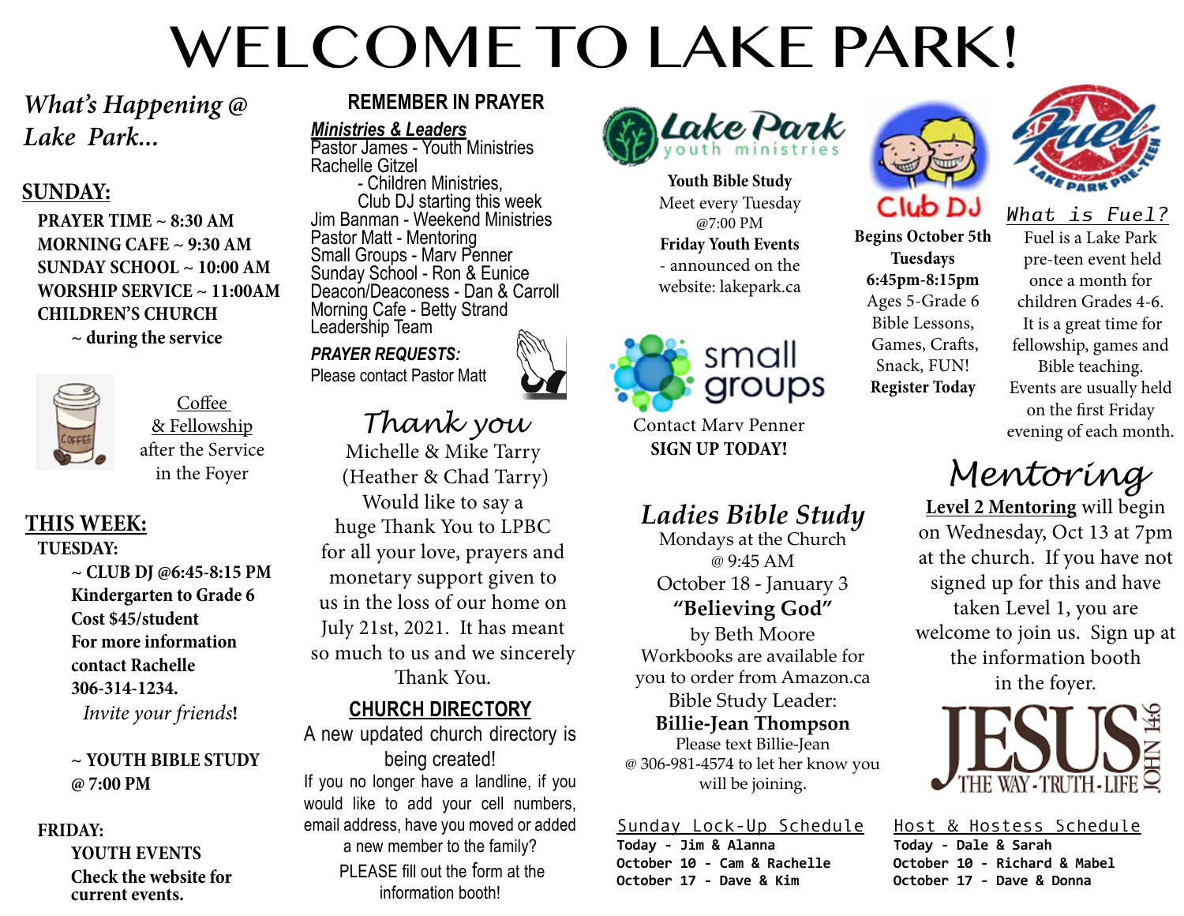# WELCOME TO LAKE PARK!

## *What's Happening @ Lake Park...*

### SUNDAY:

**PRAYER TIME ~ 8:30 AM**
**MORNING CAFE ~ 9:30 AM**
**SUNDAY SCHOOL ~ 10:00 AM**
**WORSHIP SERVICE ~ 11:00AM**
**CHILDREN'S CHURCH**
**~ during the service**

Coffee & Fellowship after the Service in the Foyer

### THIS WEEK:

**TUESDAY:**

**~ CLUB DJ @6:45-8:15 PM**
**Kindergarten to Grade 6**
**Cost $45/student**
**For more information contact Rachelle 306-314-1234.**
*Invite your friends*!

**~ YOUTH BIBLE STUDY @ 7:00 PM**

**FRIDAY:**

**YOUTH EVENTS**
**Check the website for current events.**

## REMEMBER IN PRAYER

***Ministries & Leaders***

Pastor James - Youth Ministries
Rachelle Gitzel
- Children Ministries, Club DJ starting this week
Jim Banman - Weekend Ministries
Pastor Matt - Mentoring
Small Groups - Marv Penner
Sunday School - Ron & Eunice
Deacon/Deaconess - Dan & Carroll
Morning Cafe - Betty Strand
Leadership Team

***PRAYER REQUESTS:***
Please contact Pastor Matt

## Thank you

Michelle & Mike Tarry (Heather & Chad Tarry) Would like to say a huge Thank You to LPBC for all your love, prayers and monetary support given to us in the loss of our home on July 21st, 2021. It has meant so much to us and we sincerely Thank You.

## CHURCH DIRECTORY

A new updated church directory is being created!

If you no longer have a landline, if you would like to add your cell numbers, email address, have you moved or added a new member to the family?

PLEASE fill out the form at the information booth!

## Lake Park youth ministries

**Youth Bible Study**
Meet every Tuesday @7:00 PM
**Friday Youth Events**
- announced on the website: lakepark.ca

## small groups

Contact Marv Penner
**SIGN UP TODAY!**

## Club DJ

**Begins October 5th**
**Tuesdays**
**6:45pm-8:15pm**
Ages 5-Grade 6
Bible Lessons, Games, Crafts, Snack, FUN!
**Register Today**

## Fuel LAKE PARK PRE-TEEN

*What is Fuel?*

Fuel is a Lake Park pre-teen event held once a month for children Grades 4-6. It is a great time for fellowship, games and Bible teaching. Events are usually held on the first Friday evening of each month.

## *Ladies Bible Study*

Mondays at the Church
@ 9:45 AM
October 18 - January 3
**"Believing God"**
by Beth Moore
Workbooks are available for you to order from Amazon.ca
Bible Study Leader:
**Billie-Jean Thompson**
Please text Billie-Jean @ 306-981-4574 to let her know you will be joining.

## Mentoring

**Level 2 Mentoring** will begin on Wednesday, Oct 13 at 7pm at the church. If you have not signed up for this and have taken Level 1, you are welcome to join us. Sign up at the information booth in the foyer.

JESUS THE WAY-TRUTH-LIFE JOHN 14:6

### Sunday Lock-Up Schedule

**Today - Jim & Alanna**
**October 10 - Cam & Rachelle**
**October 17 - Dave & Kim**

### Host & Hostess Schedule

**Today - Dale & Sarah**
**October 10 - Richard & Mabel**
**October 17 - Dave & Donna**